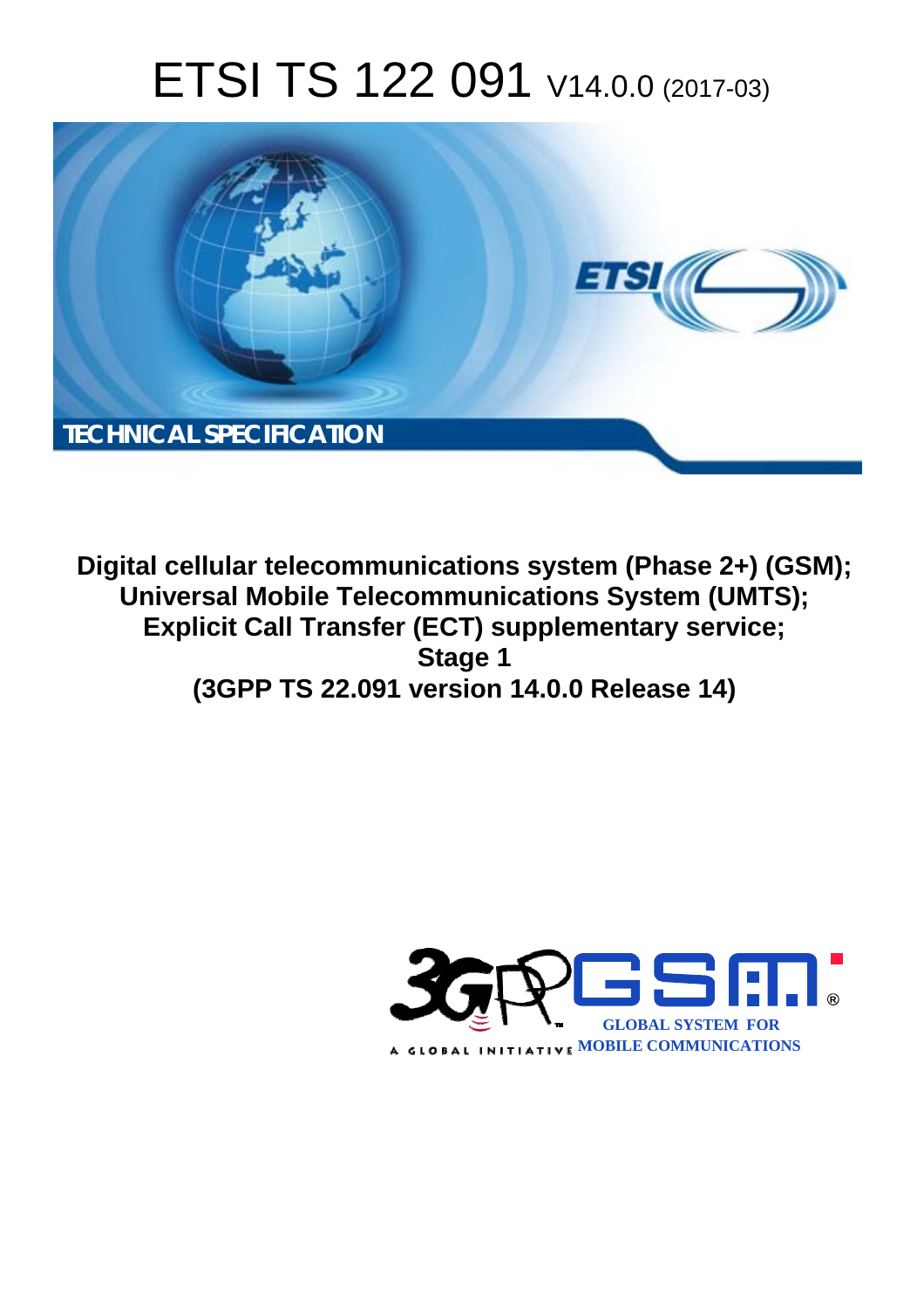# ETSI TS 122 091 V14.0.0 (2017-03)

TECHNICAL SPECIFICATION

**Digital cellular telecommunications system (Phase 2+) (GSM);
Universal Mobile Telecommunications System (UMTS);
Explicit Call Transfer (ECT) supplementary service;
Stage 1
(3GPP TS 22.091 version 14.0.0 Release 14)**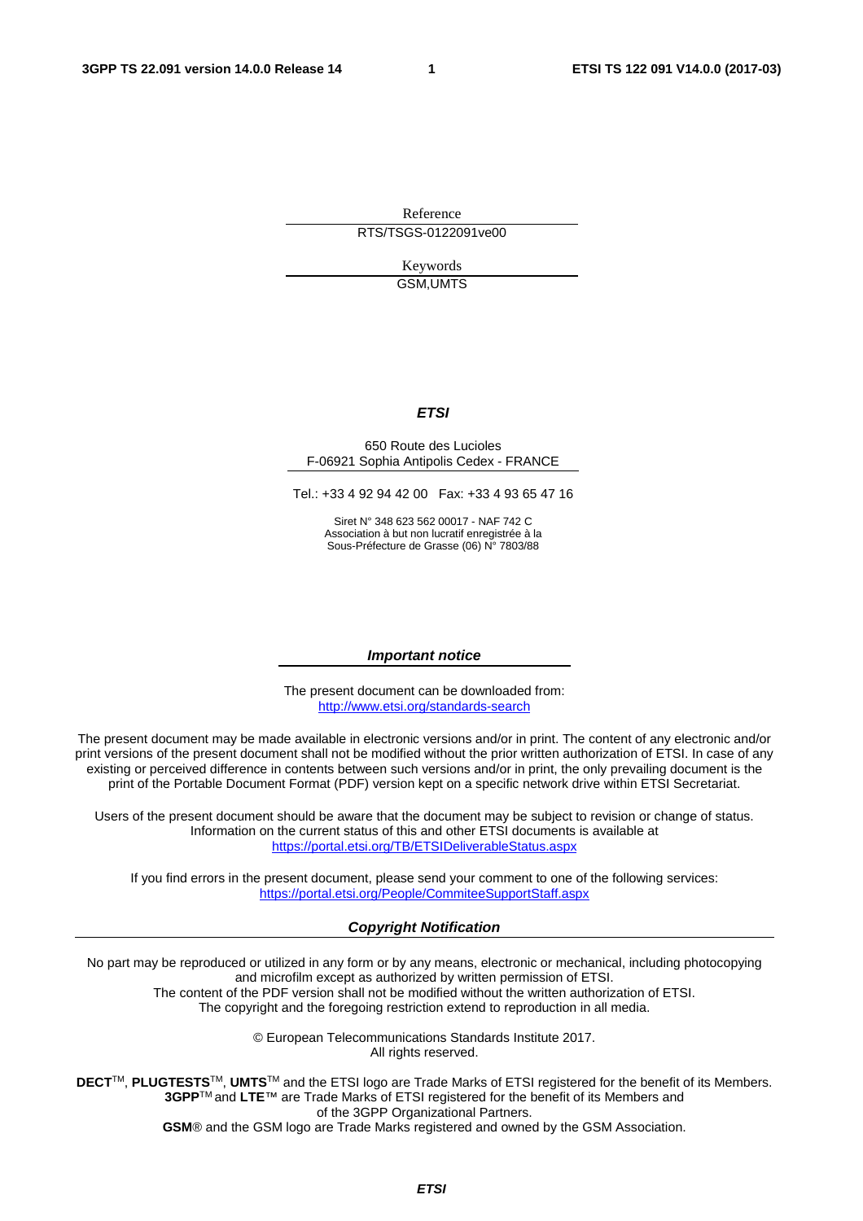Reference

RTS/TSGS-0122091ve00

Keywords

GSM,UMTS

***ETSI***

650 Route des Lucioles
F-06921 Sophia Antipolis Cedex - FRANCE

Tel.: +33 4 92 94 42 00 Fax: +33 4 93 65 47 16

Siret N° 348 623 562 00017 - NAF 742 C
Association à but non lucratif enregistrée à la
Sous-Préfecture de Grasse (06) N° 7803/88

***Important notice***

The present document can be downloaded from:
http://www.etsi.org/standards-search

The present document may be made available in electronic versions and/or in print. The content of any electronic and/or print versions of the present document shall not be modified without the prior written authorization of ETSI. In case of any existing or perceived difference in contents between such versions and/or in print, the only prevailing document is the print of the Portable Document Format (PDF) version kept on a specific network drive within ETSI Secretariat.

Users of the present document should be aware that the document may be subject to revision or change of status. Information on the current status of this and other ETSI documents is available at
https://portal.etsi.org/TB/ETSIDeliverableStatus.aspx

If you find errors in the present document, please send your comment to one of the following services:
https://portal.etsi.org/People/CommiteeSupportStaff.aspx

***Copyright Notification***

No part may be reproduced or utilized in any form or by any means, electronic or mechanical, including photocopying and microfilm except as authorized by written permission of ETSI.
The content of the PDF version shall not be modified without the written authorization of ETSI.
The copyright and the foregoing restriction extend to reproduction in all media.

© European Telecommunications Standards Institute 2017.
All rights reserved.

**DECT**TM, **PLUGTESTS**TM, **UMTS**TM and the ETSI logo are Trade Marks of ETSI registered for the benefit of its Members.
**3GPP**TM and **LTE**™ are Trade Marks of ETSI registered for the benefit of its Members and of the 3GPP Organizational Partners.
**GSM**® and the GSM logo are Trade Marks registered and owned by the GSM Association.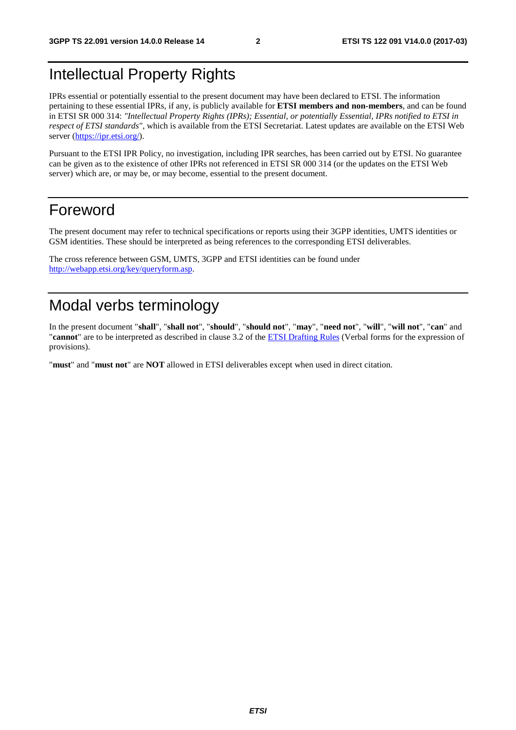# Intellectual Property Rights

IPRs essential or potentially essential to the present document may have been declared to ETSI. The information pertaining to these essential IPRs, if any, is publicly available for **ETSI members and non-members**, and can be found in ETSI SR 000 314: *"Intellectual Property Rights (IPRs); Essential, or potentially Essential, IPRs notified to ETSI in respect of ETSI standards"*, which is available from the ETSI Secretariat. Latest updates are available on the ETSI Web server (https://ipr.etsi.org/).

Pursuant to the ETSI IPR Policy, no investigation, including IPR searches, has been carried out by ETSI. No guarantee can be given as to the existence of other IPRs not referenced in ETSI SR 000 314 (or the updates on the ETSI Web server) which are, or may be, or may become, essential to the present document.

# Foreword

The present document may refer to technical specifications or reports using their 3GPP identities, UMTS identities or GSM identities. These should be interpreted as being references to the corresponding ETSI deliverables.

The cross reference between GSM, UMTS, 3GPP and ETSI identities can be found under http://webapp.etsi.org/key/queryform.asp.

# Modal verbs terminology

In the present document "**shall**", "**shall not**", "**should**", "**should not**", "**may**", "**need not**", "**will**", "**will not**", "**can**" and "**cannot**" are to be interpreted as described in clause 3.2 of the ETSI Drafting Rules (Verbal forms for the expression of provisions).

"**must**" and "**must not**" are **NOT** allowed in ETSI deliverables except when used in direct citation.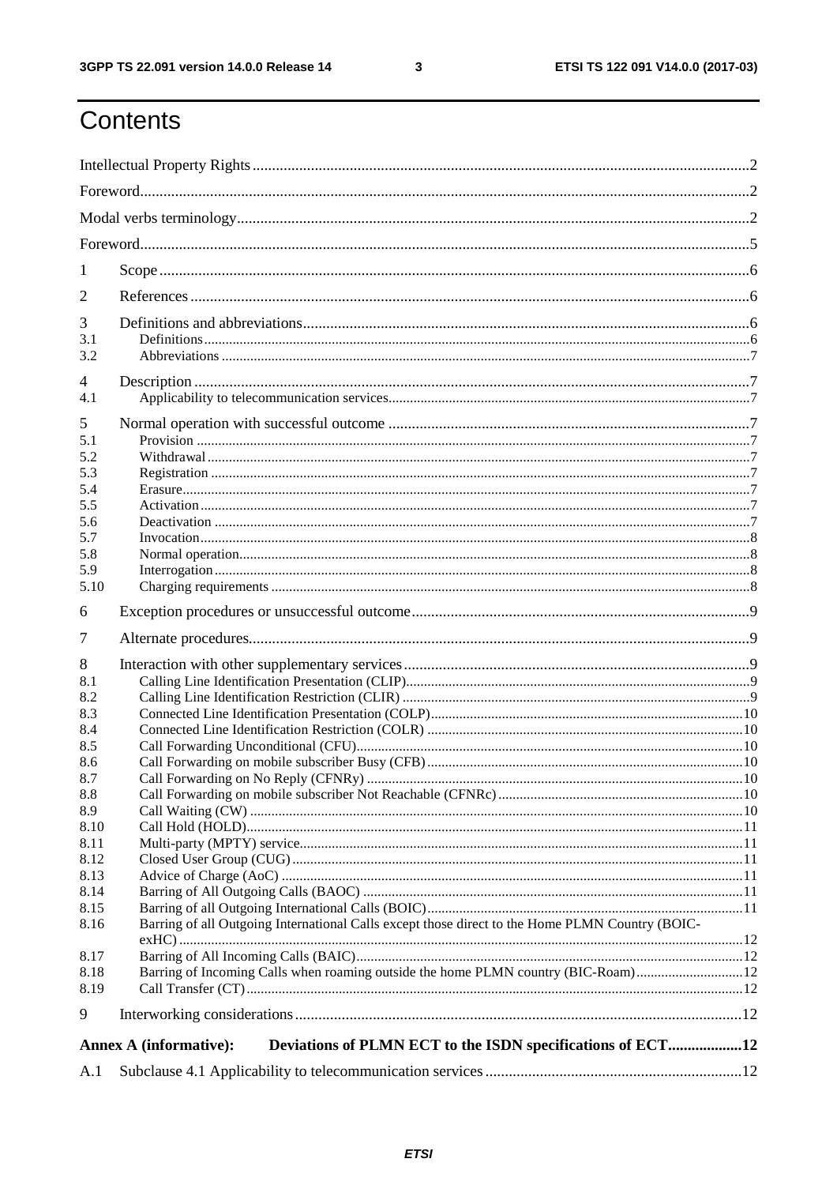# Contents

Intellectual Property Rights ..... 2

Foreword ..... 2

Modal verbs terminology ..... 2

Foreword ..... 5

1 Scope ..... 6

2 References ..... 6

3 Definitions and abbreviations ..... 6
- 3.1 Definitions ..... 6
- 3.2 Abbreviations ..... 7

4 Description ..... 7
- 4.1 Applicability to telecommunication services ..... 7

5 Normal operation with successful outcome ..... 7
- 5.1 Provision ..... 7
- 5.2 Withdrawal ..... 7
- 5.3 Registration ..... 7
- 5.4 Erasure ..... 7
- 5.5 Activation ..... 7
- 5.6 Deactivation ..... 7
- 5.7 Invocation ..... 8
- 5.8 Normal operation ..... 8
- 5.9 Interrogation ..... 8
- 5.10 Charging requirements ..... 8

6 Exception procedures or unsuccessful outcome ..... 9

7 Alternate procedures ..... 9

8 Interaction with other supplementary services ..... 9
- 8.1 Calling Line Identification Presentation (CLIP) ..... 9
- 8.2 Calling Line Identification Restriction (CLIR) ..... 9
- 8.3 Connected Line Identification Presentation (COLP) ..... 10
- 8.4 Connected Line Identification Restriction (COLR) ..... 10
- 8.5 Call Forwarding Unconditional (CFU) ..... 10
- 8.6 Call Forwarding on mobile subscriber Busy (CFB) ..... 10
- 8.7 Call Forwarding on No Reply (CFNRy) ..... 10
- 8.8 Call Forwarding on mobile subscriber Not Reachable (CFNRc) ..... 10
- 8.9 Call Waiting (CW) ..... 10
- 8.10 Call Hold (HOLD) ..... 11
- 8.11 Multi-party (MPTY) service ..... 11
- 8.12 Closed User Group (CUG) ..... 11
- 8.13 Advice of Charge (AoC) ..... 11
- 8.14 Barring of All Outgoing Calls (BAOC) ..... 11
- 8.15 Barring of all Outgoing International Calls (BOIC) ..... 11
- 8.16 Barring of all Outgoing International Calls except those direct to the Home PLMN Country (BOIC-exHC) ..... 12
- 8.17 Barring of All Incoming Calls (BAIC) ..... 12
- 8.18 Barring of Incoming Calls when roaming outside the home PLMN country (BIC-Roam) ..... 12
- 8.19 Call Transfer (CT) ..... 12

9 Interworking considerations ..... 12

**Annex A (informative): Deviations of PLMN ECT to the ISDN specifications of ECT ..... 12**

A.1 Subclause 4.1 Applicability to telecommunication services ..... 12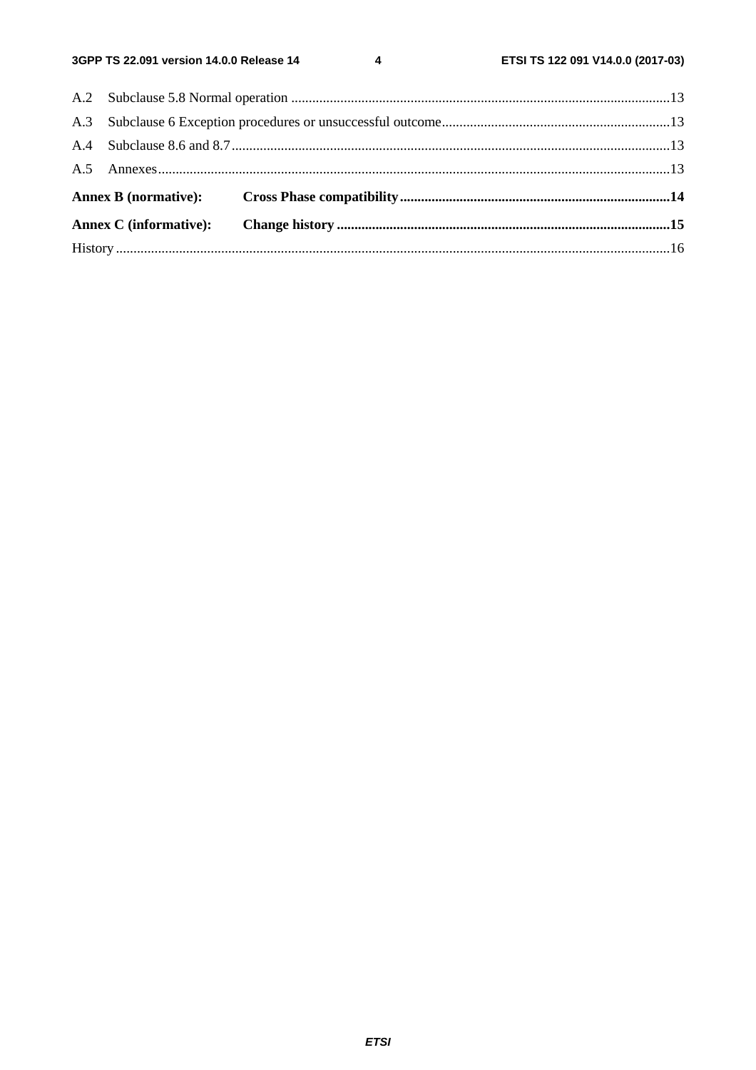A.2 Subclause 5.8 Normal operation ............................................................................................................13

A.3 Subclause 6 Exception procedures or unsuccessful outcome.................................................................13

A.4 Subclause 8.6 and 8.7..............................................................................................................................13

A.5 Annexes...................................................................................................................................................13

**Annex B (normative): Cross Phase compatibility..............................................................................14**

**Annex C (informative): Change history ...............................................................................................15**

History ..............................................................................................................................................................16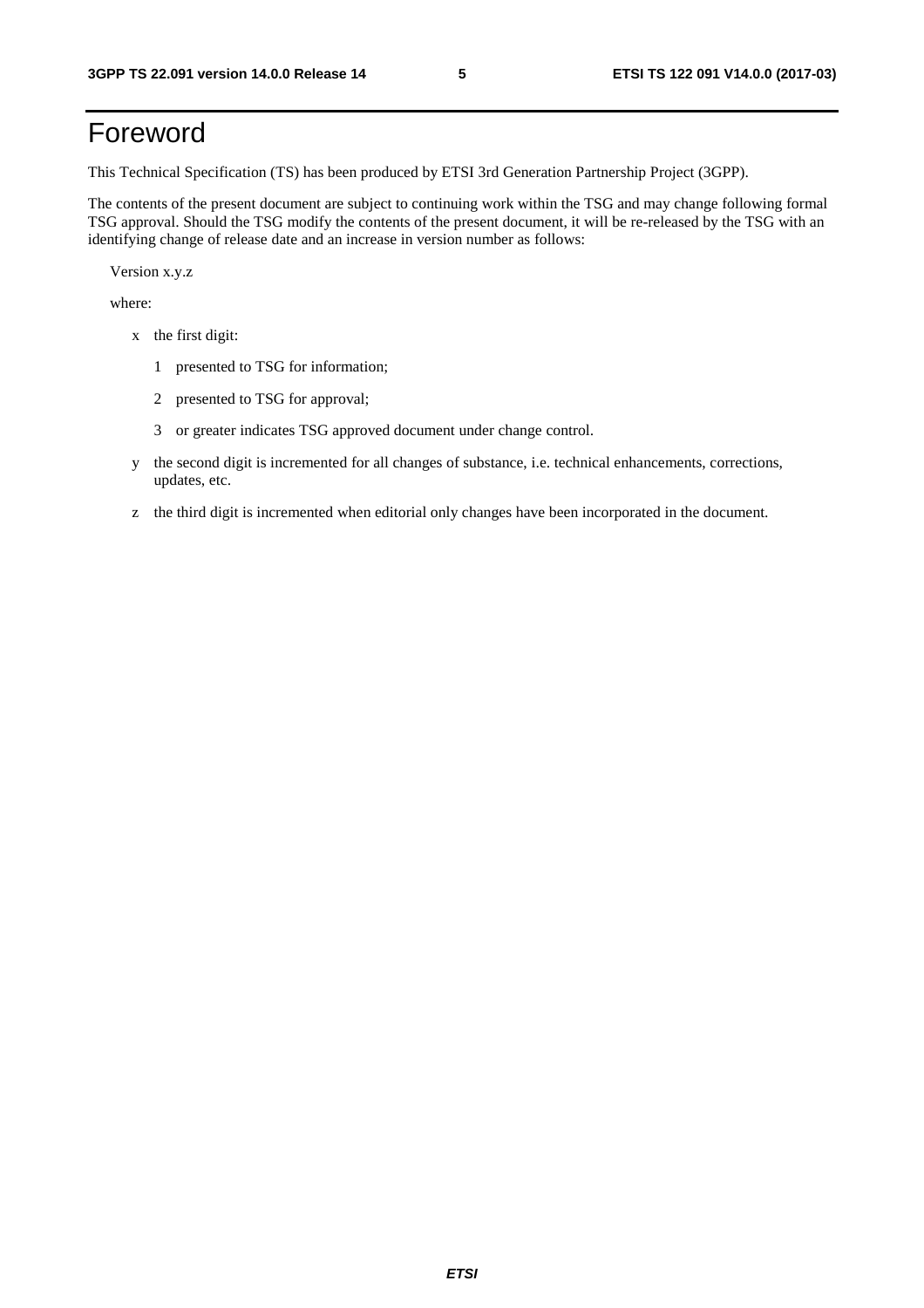# Foreword

This Technical Specification (TS) has been produced by ETSI 3rd Generation Partnership Project (3GPP).

The contents of the present document are subject to continuing work within the TSG and may change following formal TSG approval. Should the TSG modify the contents of the present document, it will be re-released by the TSG with an identifying change of release date and an increase in version number as follows:

Version x.y.z

where:

- x the first digit:
  - 1 presented to TSG for information;
  - 2 presented to TSG for approval;
  - 3 or greater indicates TSG approved document under change control.
- y the second digit is incremented for all changes of substance, i.e. technical enhancements, corrections, updates, etc.
- z the third digit is incremented when editorial only changes have been incorporated in the document.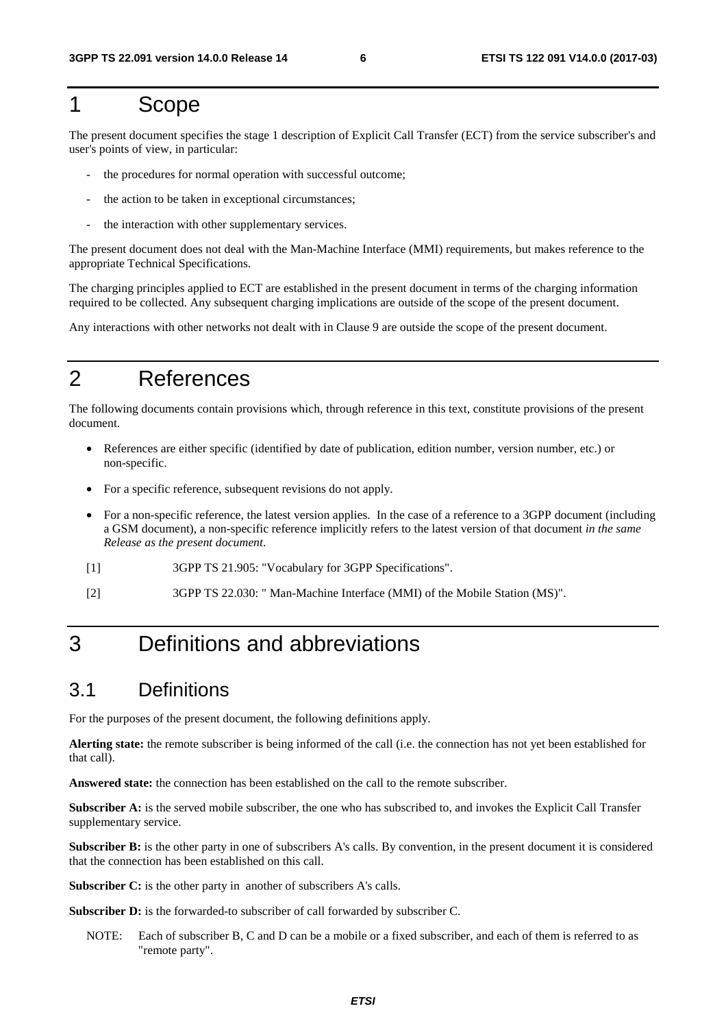# 1 Scope

The present document specifies the stage 1 description of Explicit Call Transfer (ECT) from the service subscriber's and user's points of view, in particular:

- the procedures for normal operation with successful outcome;
- the action to be taken in exceptional circumstances;
- the interaction with other supplementary services.

The present document does not deal with the Man-Machine Interface (MMI) requirements, but makes reference to the appropriate Technical Specifications.

The charging principles applied to ECT are established in the present document in terms of the charging information required to be collected. Any subsequent charging implications are outside of the scope of the present document.

Any interactions with other networks not dealt with in Clause 9 are outside the scope of the present document.

# 2 References

The following documents contain provisions which, through reference in this text, constitute provisions of the present document.

- References are either specific (identified by date of publication, edition number, version number, etc.) or non-specific.
- For a specific reference, subsequent revisions do not apply.
- For a non-specific reference, the latest version applies. In the case of a reference to a 3GPP document (including a GSM document), a non-specific reference implicitly refers to the latest version of that document *in the same Release as the present document*.

[1] 3GPP TS 21.905: "Vocabulary for 3GPP Specifications".

[2] 3GPP TS 22.030: " Man-Machine Interface (MMI) of the Mobile Station (MS)".

# 3 Definitions and abbreviations

## 3.1 Definitions

For the purposes of the present document, the following definitions apply.

**Alerting state:** the remote subscriber is being informed of the call (i.e. the connection has not yet been established for that call).

**Answered state:** the connection has been established on the call to the remote subscriber.

**Subscriber A:** is the served mobile subscriber, the one who has subscribed to, and invokes the Explicit Call Transfer supplementary service.

**Subscriber B:** is the other party in one of subscribers A's calls. By convention, in the present document it is considered that the connection has been established on this call.

**Subscriber C:** is the other party in another of subscribers A's calls.

**Subscriber D:** is the forwarded-to subscriber of call forwarded by subscriber C.

NOTE: Each of subscriber B, C and D can be a mobile or a fixed subscriber, and each of them is referred to as "remote party".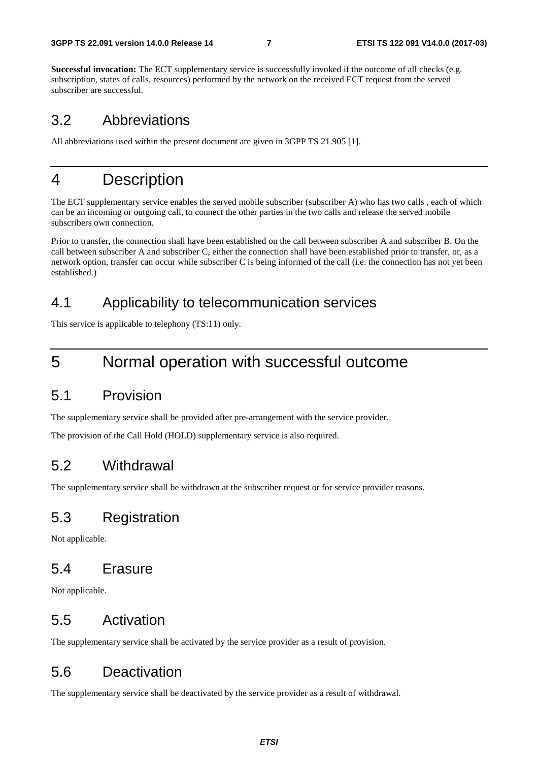**Successful invocation:** The ECT supplementary service is successfully invoked if the outcome of all checks (e.g. subscription, states of calls, resources) performed by the network on the received ECT request from the served subscriber are successful.

## 3.2 Abbreviations

All abbreviations used within the present document are given in 3GPP TS 21.905 [1].

# 4 Description

The ECT supplementary service enables the served mobile subscriber (subscriber A) who has two calls , each of which can be an incoming or outgoing call, to connect the other parties in the two calls and release the served mobile subscribers own connection.

Prior to transfer, the connection shall have been established on the call between subscriber A and subscriber B. On the call between subscriber A and subscriber C, either the connection shall have been established prior to transfer, or, as a network option, transfer can occur while subscriber C is being informed of the call (i.e. the connection has not yet been established.)

## 4.1 Applicability to telecommunication services

This service is applicable to telephony (TS:11) only.

# 5 Normal operation with successful outcome

## 5.1 Provision

The supplementary service shall be provided after pre-arrangement with the service provider.

The provision of the Call Hold (HOLD) supplementary service is also required.

## 5.2 Withdrawal

The supplementary service shall be withdrawn at the subscriber request or for service provider reasons.

## 5.3 Registration

Not applicable.

## 5.4 Erasure

Not applicable.

## 5.5 Activation

The supplementary service shall be activated by the service provider as a result of provision.

## 5.6 Deactivation

The supplementary service shall be deactivated by the service provider as a result of withdrawal.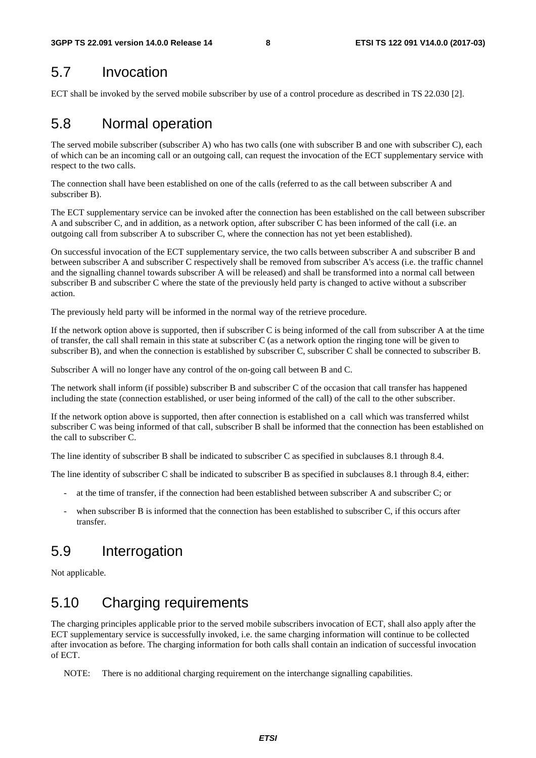## 5.7 Invocation

ECT shall be invoked by the served mobile subscriber by use of a control procedure as described in TS 22.030 [2].

## 5.8 Normal operation

The served mobile subscriber (subscriber A) who has two calls (one with subscriber B and one with subscriber C), each of which can be an incoming call or an outgoing call, can request the invocation of the ECT supplementary service with respect to the two calls.

The connection shall have been established on one of the calls (referred to as the call between subscriber A and subscriber B).

The ECT supplementary service can be invoked after the connection has been established on the call between subscriber A and subscriber C, and in addition, as a network option, after subscriber C has been informed of the call (i.e. an outgoing call from subscriber A to subscriber C, where the connection has not yet been established).

On successful invocation of the ECT supplementary service, the two calls between subscriber A and subscriber B and between subscriber A and subscriber C respectively shall be removed from subscriber A's access (i.e. the traffic channel and the signalling channel towards subscriber A will be released) and shall be transformed into a normal call between subscriber B and subscriber C where the state of the previously held party is changed to active without a subscriber action.

The previously held party will be informed in the normal way of the retrieve procedure.

If the network option above is supported, then if subscriber C is being informed of the call from subscriber A at the time of transfer, the call shall remain in this state at subscriber C (as a network option the ringing tone will be given to subscriber B), and when the connection is established by subscriber C, subscriber C shall be connected to subscriber B.

Subscriber A will no longer have any control of the on-going call between B and C.

The network shall inform (if possible) subscriber B and subscriber C of the occasion that call transfer has happened including the state (connection established, or user being informed of the call) of the call to the other subscriber.

If the network option above is supported, then after connection is established on a call which was transferred whilst subscriber C was being informed of that call, subscriber B shall be informed that the connection has been established on the call to subscriber C.

The line identity of subscriber B shall be indicated to subscriber C as specified in subclauses 8.1 through 8.4.

The line identity of subscriber C shall be indicated to subscriber B as specified in subclauses 8.1 through 8.4, either:

- at the time of transfer, if the connection had been established between subscriber A and subscriber C; or
- when subscriber B is informed that the connection has been established to subscriber C, if this occurs after transfer.

## 5.9 Interrogation

Not applicable.

## 5.10 Charging requirements

The charging principles applicable prior to the served mobile subscribers invocation of ECT, shall also apply after the ECT supplementary service is successfully invoked, i.e. the same charging information will continue to be collected after invocation as before. The charging information for both calls shall contain an indication of successful invocation of ECT.

NOTE: There is no additional charging requirement on the interchange signalling capabilities.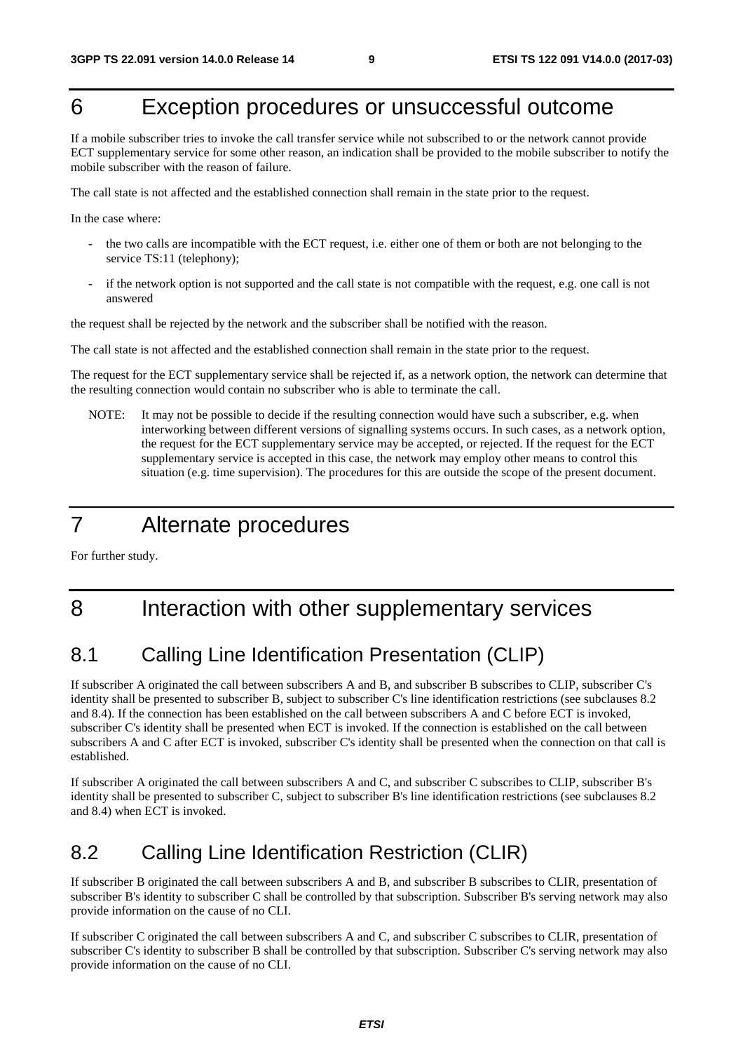# 6 Exception procedures or unsuccessful outcome

If a mobile subscriber tries to invoke the call transfer service while not subscribed to or the network cannot provide ECT supplementary service for some other reason, an indication shall be provided to the mobile subscriber to notify the mobile subscriber with the reason of failure.

The call state is not affected and the established connection shall remain in the state prior to the request.

In the case where:

- the two calls are incompatible with the ECT request, i.e. either one of them or both are not belonging to the service TS:11 (telephony);
- if the network option is not supported and the call state is not compatible with the request, e.g. one call is not answered

the request shall be rejected by the network and the subscriber shall be notified with the reason.

The call state is not affected and the established connection shall remain in the state prior to the request.

The request for the ECT supplementary service shall be rejected if, as a network option, the network can determine that the resulting connection would contain no subscriber who is able to terminate the call.

NOTE: It may not be possible to decide if the resulting connection would have such a subscriber, e.g. when interworking between different versions of signalling systems occurs. In such cases, as a network option, the request for the ECT supplementary service may be accepted, or rejected. If the request for the ECT supplementary service is accepted in this case, the network may employ other means to control this situation (e.g. time supervision). The procedures for this are outside the scope of the present document.

# 7 Alternate procedures

For further study.

# 8 Interaction with other supplementary services

## 8.1 Calling Line Identification Presentation (CLIP)

If subscriber A originated the call between subscribers A and B, and subscriber B subscribes to CLIP, subscriber C's identity shall be presented to subscriber B, subject to subscriber C's line identification restrictions (see subclauses 8.2 and 8.4). If the connection has been established on the call between subscribers A and C before ECT is invoked, subscriber C's identity shall be presented when ECT is invoked. If the connection is established on the call between subscribers A and C after ECT is invoked, subscriber C's identity shall be presented when the connection on that call is established.

If subscriber A originated the call between subscribers A and C, and subscriber C subscribes to CLIP, subscriber B's identity shall be presented to subscriber C, subject to subscriber B's line identification restrictions (see subclauses 8.2 and 8.4) when ECT is invoked.

## 8.2 Calling Line Identification Restriction (CLIR)

If subscriber B originated the call between subscribers A and B, and subscriber B subscribes to CLIR, presentation of subscriber B's identity to subscriber C shall be controlled by that subscription. Subscriber B's serving network may also provide information on the cause of no CLI.

If subscriber C originated the call between subscribers A and C, and subscriber C subscribes to CLIR, presentation of subscriber C's identity to subscriber B shall be controlled by that subscription. Subscriber C's serving network may also provide information on the cause of no CLI.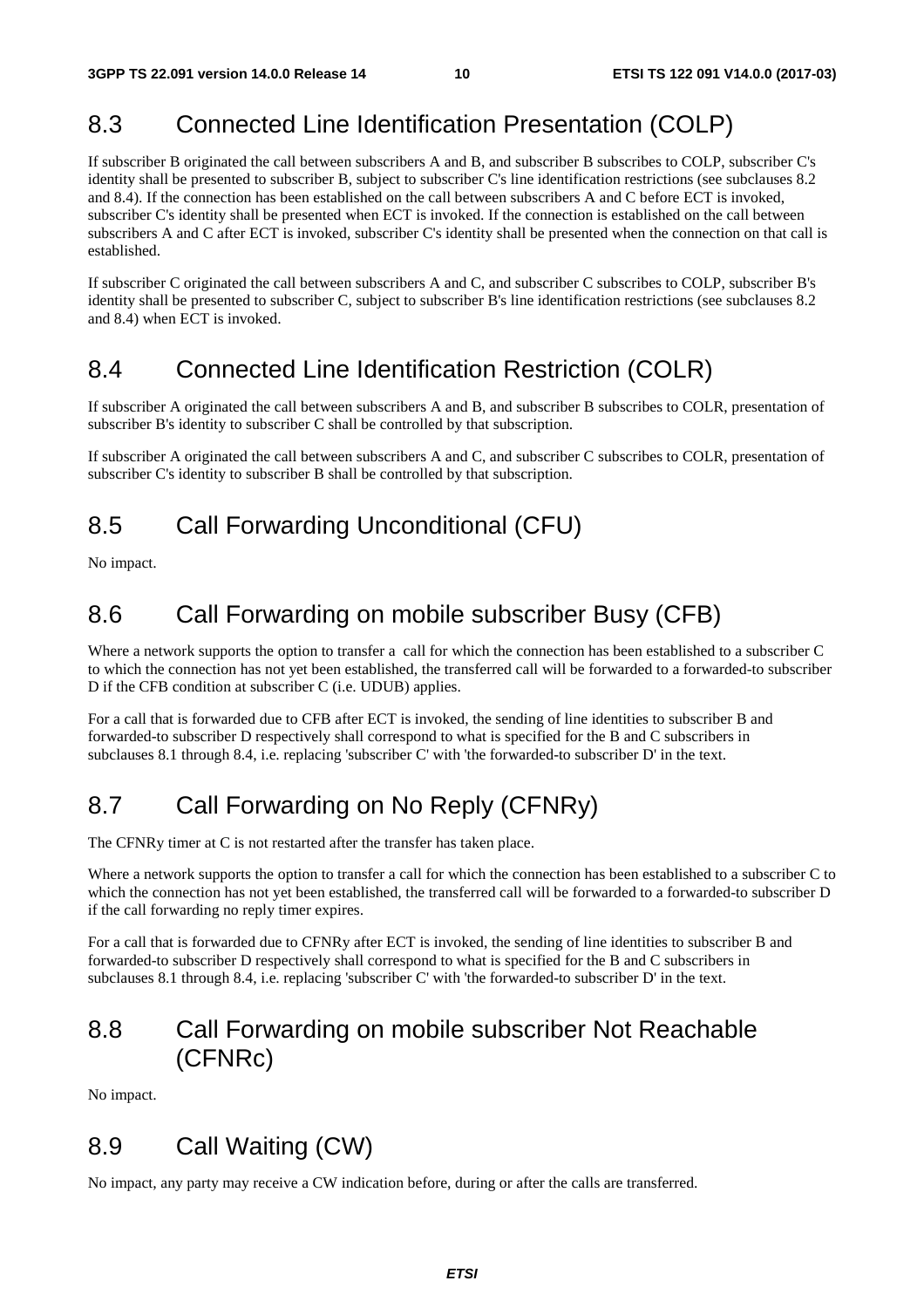## 8.3 Connected Line Identification Presentation (COLP)

If subscriber B originated the call between subscribers A and B, and subscriber B subscribes to COLP, subscriber C's identity shall be presented to subscriber B, subject to subscriber C's line identification restrictions (see subclauses 8.2 and 8.4). If the connection has been established on the call between subscribers A and C before ECT is invoked, subscriber C's identity shall be presented when ECT is invoked. If the connection is established on the call between subscribers A and C after ECT is invoked, subscriber C's identity shall be presented when the connection on that call is established.

If subscriber C originated the call between subscribers A and C, and subscriber C subscribes to COLP, subscriber B's identity shall be presented to subscriber C, subject to subscriber B's line identification restrictions (see subclauses 8.2 and 8.4) when ECT is invoked.

## 8.4 Connected Line Identification Restriction (COLR)

If subscriber A originated the call between subscribers A and B, and subscriber B subscribes to COLR, presentation of subscriber B's identity to subscriber C shall be controlled by that subscription.

If subscriber A originated the call between subscribers A and C, and subscriber C subscribes to COLR, presentation of subscriber C's identity to subscriber B shall be controlled by that subscription.

## 8.5 Call Forwarding Unconditional (CFU)

No impact.

## 8.6 Call Forwarding on mobile subscriber Busy (CFB)

Where a network supports the option to transfer a call for which the connection has been established to a subscriber C to which the connection has not yet been established, the transferred call will be forwarded to a forwarded-to subscriber D if the CFB condition at subscriber C (i.e. UDUB) applies.

For a call that is forwarded due to CFB after ECT is invoked, the sending of line identities to subscriber B and forwarded-to subscriber D respectively shall correspond to what is specified for the B and C subscribers in subclauses 8.1 through 8.4, i.e. replacing 'subscriber C' with 'the forwarded-to subscriber D' in the text.

## 8.7 Call Forwarding on No Reply (CFNRy)

The CFNRy timer at C is not restarted after the transfer has taken place.

Where a network supports the option to transfer a call for which the connection has been established to a subscriber C to which the connection has not yet been established, the transferred call will be forwarded to a forwarded-to subscriber D if the call forwarding no reply timer expires.

For a call that is forwarded due to CFNRy after ECT is invoked, the sending of line identities to subscriber B and forwarded-to subscriber D respectively shall correspond to what is specified for the B and C subscribers in subclauses 8.1 through 8.4, i.e. replacing 'subscriber C' with 'the forwarded-to subscriber D' in the text.

## 8.8 Call Forwarding on mobile subscriber Not Reachable (CFNRc)

No impact.

## 8.9 Call Waiting (CW)

No impact, any party may receive a CW indication before, during or after the calls are transferred.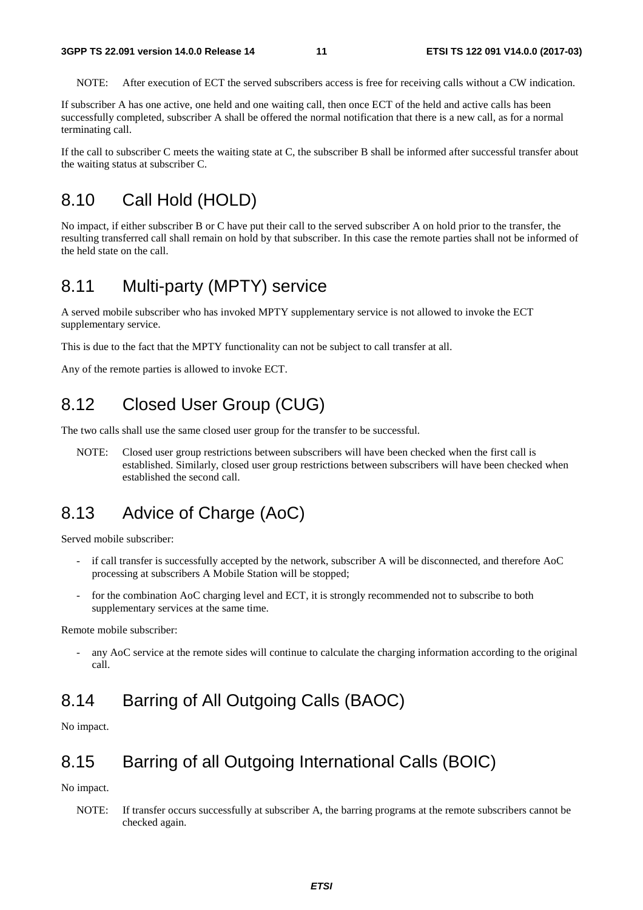NOTE: After execution of ECT the served subscribers access is free for receiving calls without a CW indication.

If subscriber A has one active, one held and one waiting call, then once ECT of the held and active calls has been successfully completed, subscriber A shall be offered the normal notification that there is a new call, as for a normal terminating call.

If the call to subscriber C meets the waiting state at C, the subscriber B shall be informed after successful transfer about the waiting status at subscriber C.

## 8.10 Call Hold (HOLD)

No impact, if either subscriber B or C have put their call to the served subscriber A on hold prior to the transfer, the resulting transferred call shall remain on hold by that subscriber. In this case the remote parties shall not be informed of the held state on the call.

## 8.11 Multi-party (MPTY) service

A served mobile subscriber who has invoked MPTY supplementary service is not allowed to invoke the ECT supplementary service.

This is due to the fact that the MPTY functionality can not be subject to call transfer at all.

Any of the remote parties is allowed to invoke ECT.

## 8.12 Closed User Group (CUG)

The two calls shall use the same closed user group for the transfer to be successful.

NOTE: Closed user group restrictions between subscribers will have been checked when the first call is established. Similarly, closed user group restrictions between subscribers will have been checked when established the second call.

## 8.13 Advice of Charge (AoC)

Served mobile subscriber:

- if call transfer is successfully accepted by the network, subscriber A will be disconnected, and therefore AoC processing at subscribers A Mobile Station will be stopped;
- for the combination AoC charging level and ECT, it is strongly recommended not to subscribe to both supplementary services at the same time.

Remote mobile subscriber:

- any AoC service at the remote sides will continue to calculate the charging information according to the original call.

## 8.14 Barring of All Outgoing Calls (BAOC)

No impact.

## 8.15 Barring of all Outgoing International Calls (BOIC)

No impact.

NOTE: If transfer occurs successfully at subscriber A, the barring programs at the remote subscribers cannot be checked again.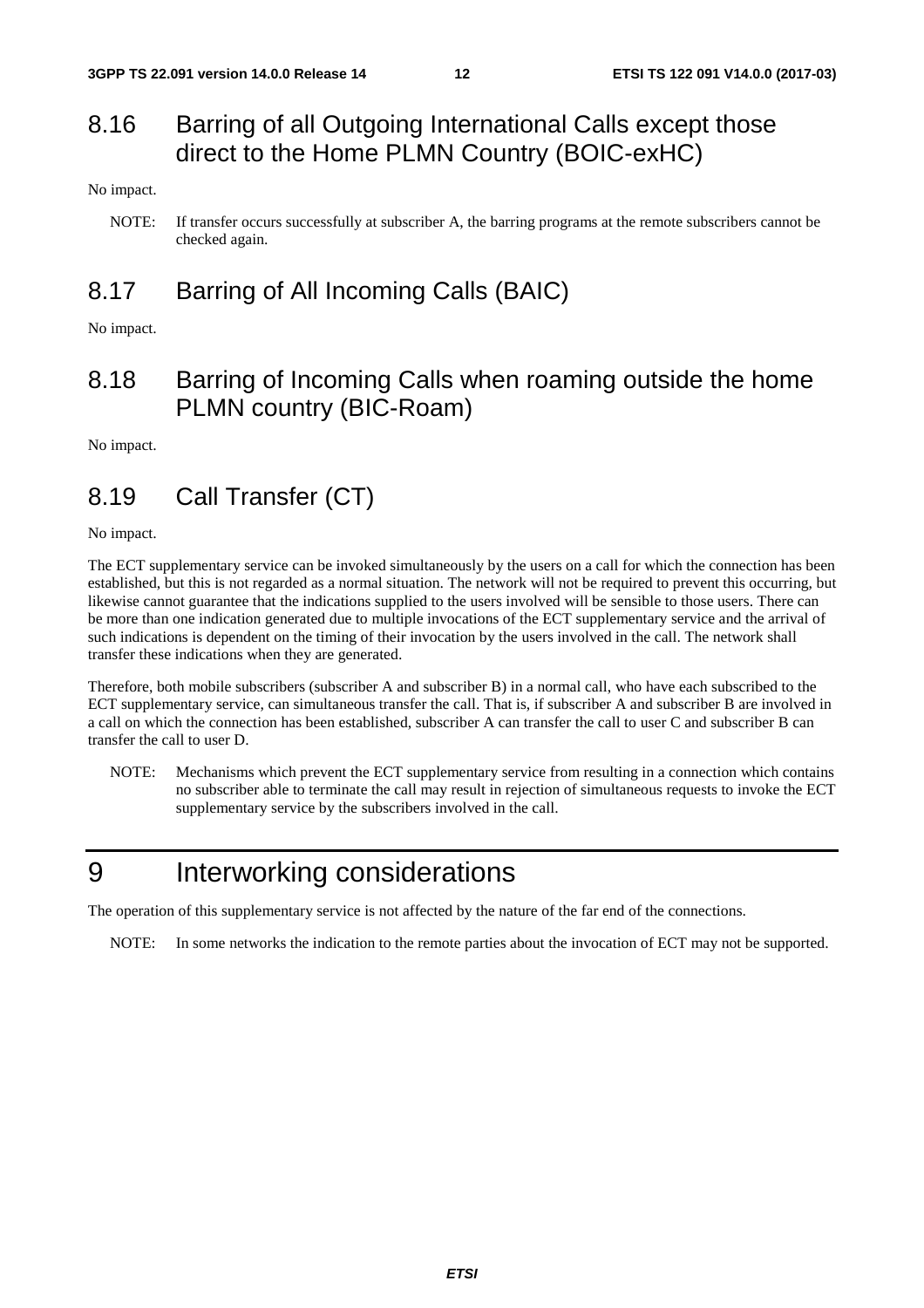## 8.16 Barring of all Outgoing International Calls except those direct to the Home PLMN Country (BOIC-exHC)

No impact.

NOTE: If transfer occurs successfully at subscriber A, the barring programs at the remote subscribers cannot be checked again.

## 8.17 Barring of All Incoming Calls (BAIC)

No impact.

## 8.18 Barring of Incoming Calls when roaming outside the home PLMN country (BIC-Roam)

No impact.

## 8.19 Call Transfer (CT)

No impact.

The ECT supplementary service can be invoked simultaneously by the users on a call for which the connection has been established, but this is not regarded as a normal situation. The network will not be required to prevent this occurring, but likewise cannot guarantee that the indications supplied to the users involved will be sensible to those users. There can be more than one indication generated due to multiple invocations of the ECT supplementary service and the arrival of such indications is dependent on the timing of their invocation by the users involved in the call. The network shall transfer these indications when they are generated.

Therefore, both mobile subscribers (subscriber A and subscriber B) in a normal call, who have each subscribed to the ECT supplementary service, can simultaneous transfer the call. That is, if subscriber A and subscriber B are involved in a call on which the connection has been established, subscriber A can transfer the call to user C and subscriber B can transfer the call to user D.

NOTE: Mechanisms which prevent the ECT supplementary service from resulting in a connection which contains no subscriber able to terminate the call may result in rejection of simultaneous requests to invoke the ECT supplementary service by the subscribers involved in the call.

# 9 Interworking considerations

The operation of this supplementary service is not affected by the nature of the far end of the connections.

NOTE: In some networks the indication to the remote parties about the invocation of ECT may not be supported.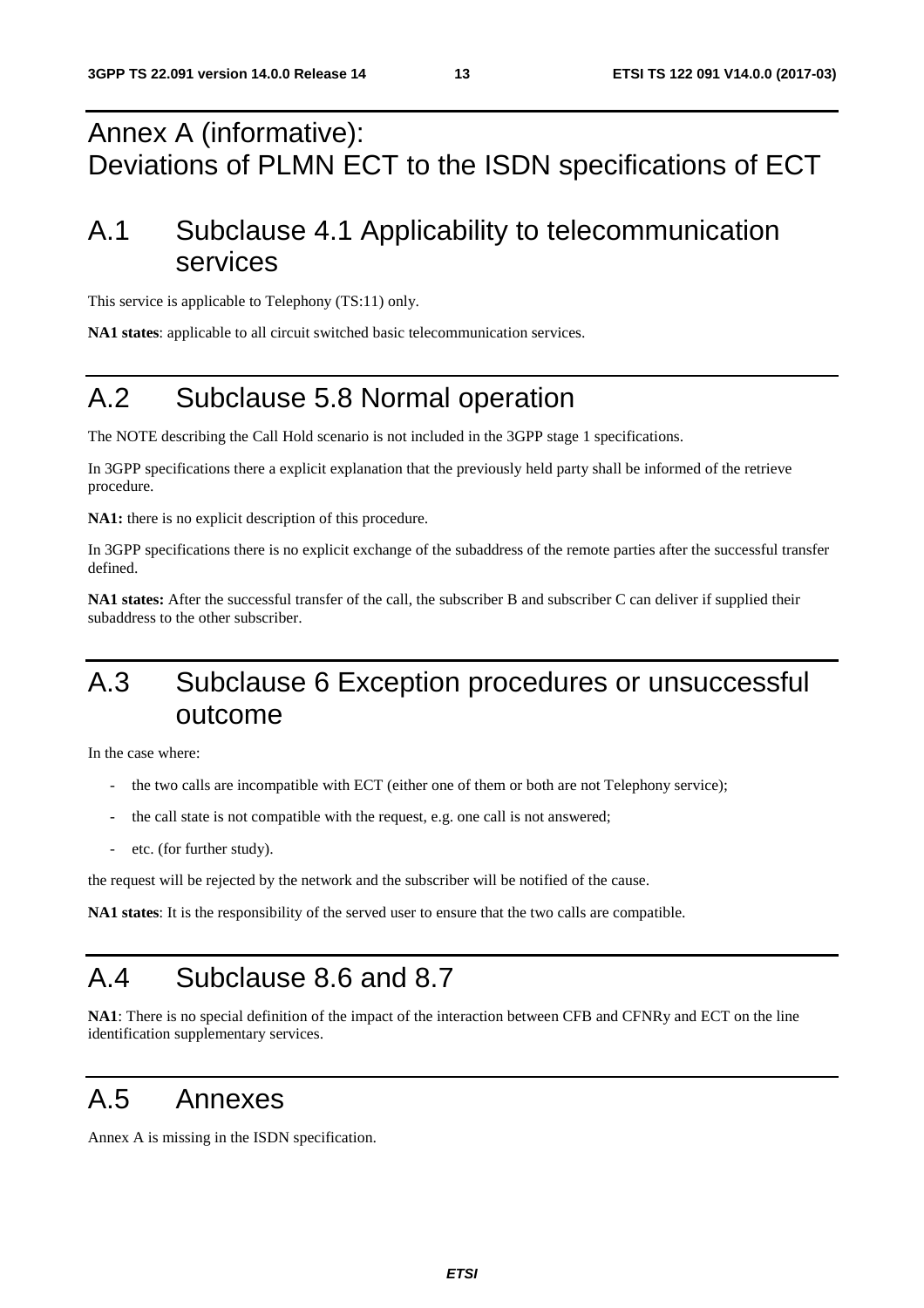# Annex A (informative): Deviations of PLMN ECT to the ISDN specifications of ECT

## A.1 Subclause 4.1 Applicability to telecommunication services

This service is applicable to Telephony (TS:11) only.

**NA1 states**: applicable to all circuit switched basic telecommunication services.

## A.2 Subclause 5.8 Normal operation

The NOTE describing the Call Hold scenario is not included in the 3GPP stage 1 specifications.

In 3GPP specifications there a explicit explanation that the previously held party shall be informed of the retrieve procedure.

**NA1:** there is no explicit description of this procedure.

In 3GPP specifications there is no explicit exchange of the subaddress of the remote parties after the successful transfer defined.

**NA1 states:** After the successful transfer of the call, the subscriber B and subscriber C can deliver if supplied their subaddress to the other subscriber.

## A.3 Subclause 6 Exception procedures or unsuccessful outcome

In the case where:

- the two calls are incompatible with ECT (either one of them or both are not Telephony service);
- the call state is not compatible with the request, e.g. one call is not answered;
- etc. (for further study).

the request will be rejected by the network and the subscriber will be notified of the cause.

**NA1 states**: It is the responsibility of the served user to ensure that the two calls are compatible.

## A.4 Subclause 8.6 and 8.7

**NA1**: There is no special definition of the impact of the interaction between CFB and CFNRy and ECT on the line identification supplementary services.

## A.5 Annexes

Annex A is missing in the ISDN specification.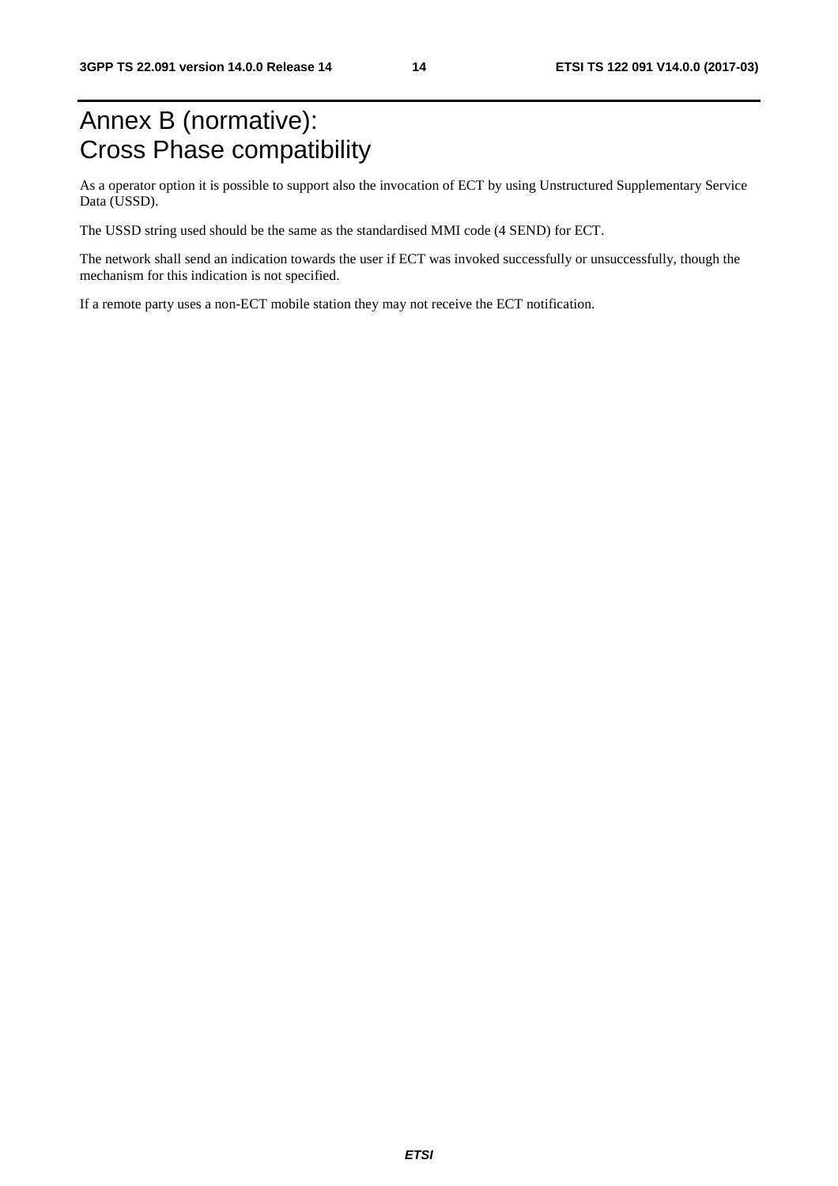# Annex B (normative): Cross Phase compatibility

As a operator option it is possible to support also the invocation of ECT by using Unstructured Supplementary Service Data (USSD).

The USSD string used should be the same as the standardised MMI code (4 SEND) for ECT.

The network shall send an indication towards the user if ECT was invoked successfully or unsuccessfully, though the mechanism for this indication is not specified.

If a remote party uses a non-ECT mobile station they may not receive the ECT notification.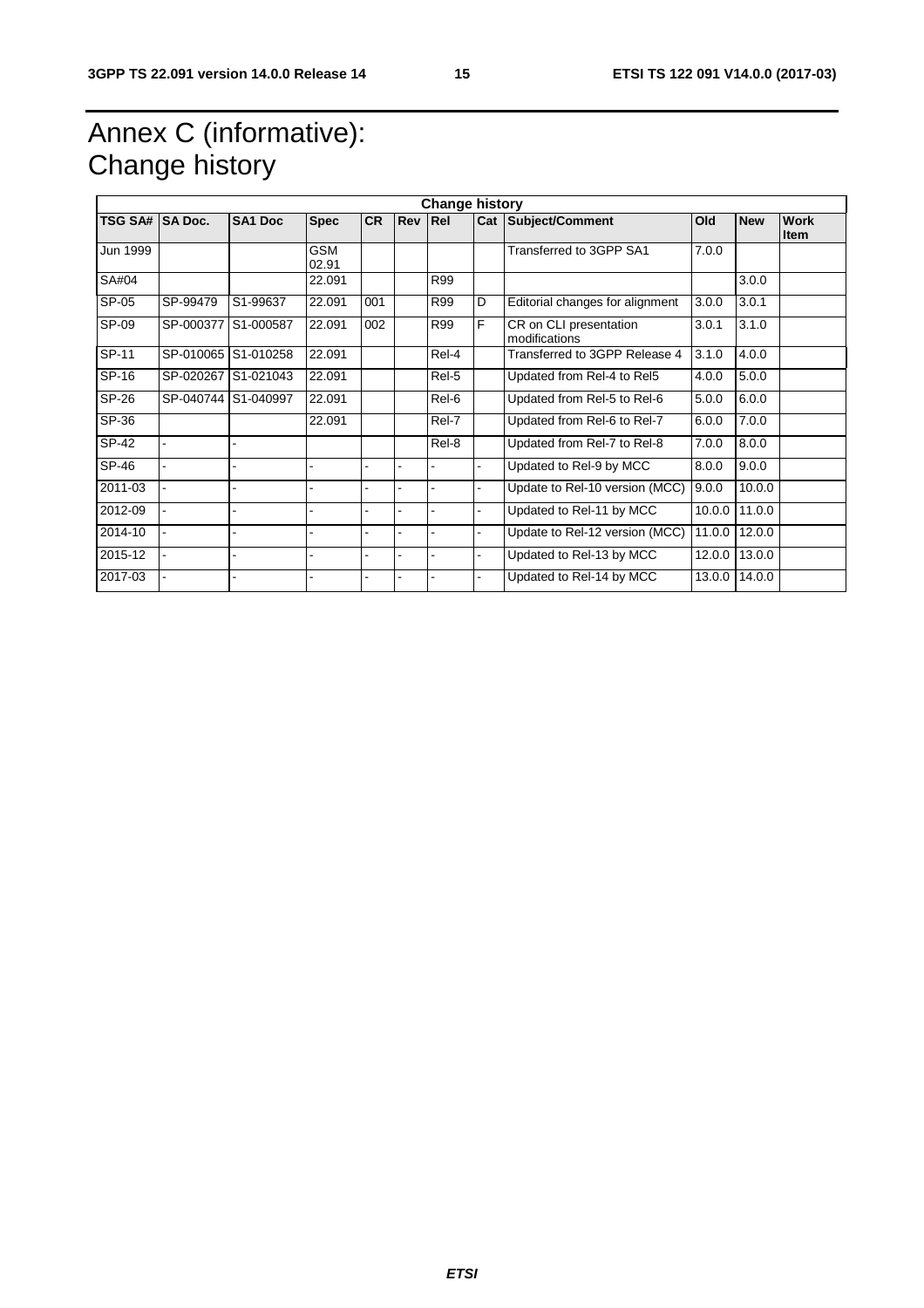# Annex C (informative): Change history

| Change history | | | | | | | | | | | |
|---|---|---|---|---|---|---|---|---|---|---|---|
| **TSG SA#** | **SA Doc.** | **SA1 Doc** | **Spec** | **CR** | **Rev** | **Rel** | **Cat** | **Subject/Comment** | **Old** | **New** | **Work Item** |
| Jun 1999 | | | GSM 02.91 | | | | | Transferred to 3GPP SA1 | 7.0.0 | | |
| SA#04 | | | 22.091 | | | R99 | | | | 3.0.0 | |
| SP-05 | SP-99479 | S1-99637 | 22.091 | 001 | | R99 | D | Editorial changes for alignment | 3.0.0 | 3.0.1 | |
| SP-09 | SP-000377 | S1-000587 | 22.091 | 002 | | R99 | F | CR on CLI presentation modifications | 3.0.1 | 3.1.0 | |
| SP-11 | SP-010065 | S1-010258 | 22.091 | | | Rel-4 | | Transferred to 3GPP Release 4 | 3.1.0 | 4.0.0 | |
| SP-16 | SP-020267 | S1-021043 | 22.091 | | | Rel-5 | | Updated from Rel-4 to Rel5 | 4.0.0 | 5.0.0 | |
| SP-26 | SP-040744 | S1-040997 | 22.091 | | | Rel-6 | | Updated from Rel-5 to Rel-6 | 5.0.0 | 6.0.0 | |
| SP-36 | | | 22.091 | | | Rel-7 | | Updated from Rel-6 to Rel-7 | 6.0.0 | 7.0.0 | |
| SP-42 | - | - | | | | Rel-8 | | Updated from Rel-7 to Rel-8 | 7.0.0 | 8.0.0 | |
| SP-46 | - | - | - | - | - | - | - | Updated to Rel-9 by MCC | 8.0.0 | 9.0.0 | |
| 2011-03 | - | - | - | - | - | - | - | Update to Rel-10 version (MCC) | 9.0.0 | 10.0.0 | |
| 2012-09 | - | - | - | - | - | - | - | Updated to Rel-11 by MCC | 10.0.0 | 11.0.0 | |
| 2014-10 | - | - | - | - | - | - | - | Update to Rel-12 version (MCC) | 11.0.0 | 12.0.0 | |
| 2015-12 | - | - | - | - | - | - | - | Updated to Rel-13 by MCC | 12.0.0 | 13.0.0 | |
| 2017-03 | - | - | - | - | - | - | - | Updated to Rel-14 by MCC | 13.0.0 | 14.0.0 | |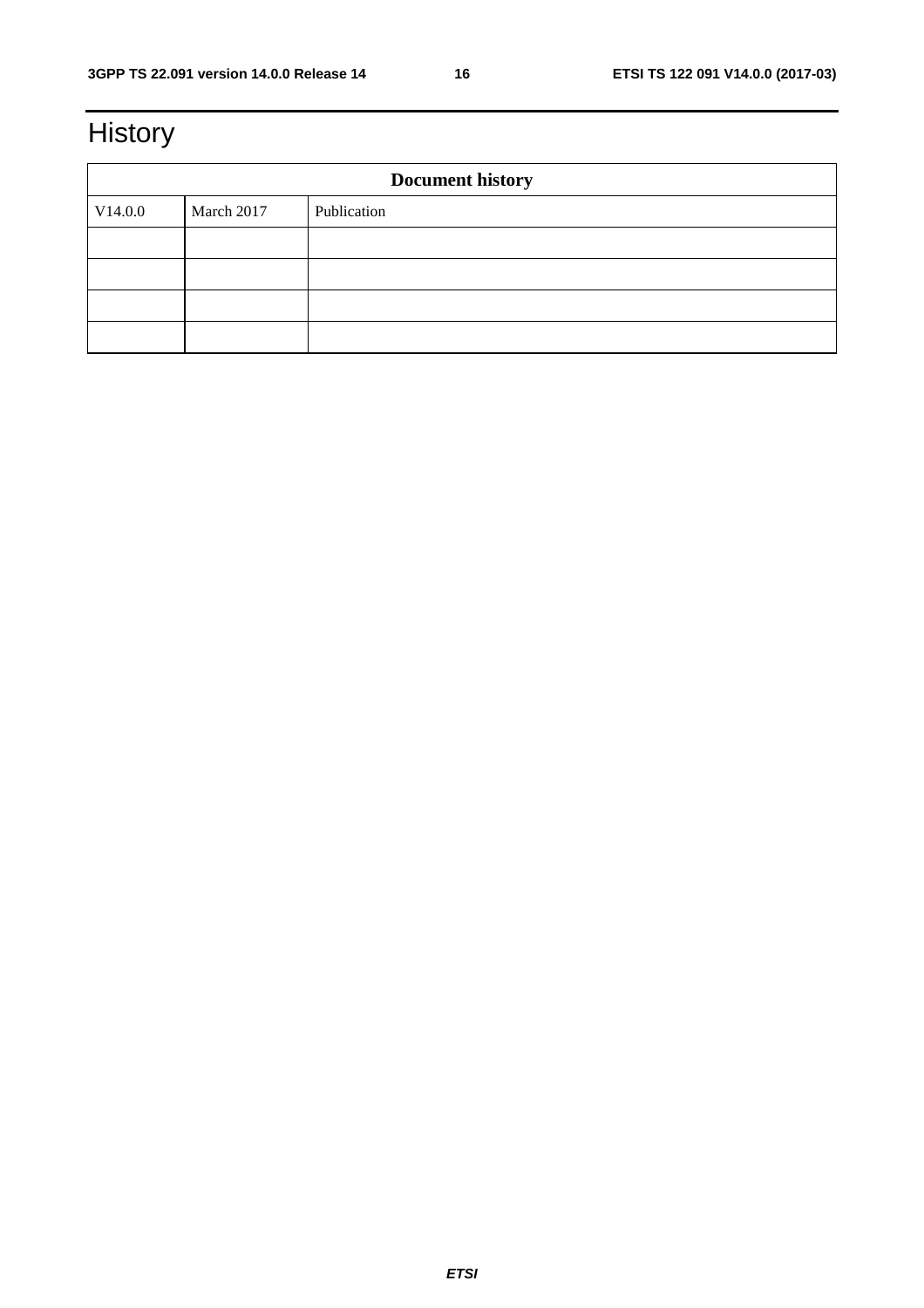# History

| Document history | | |
|---|---|---|
| V14.0.0 | March 2017 | Publication |
| | | |
| | | |
| | | |
| | | |